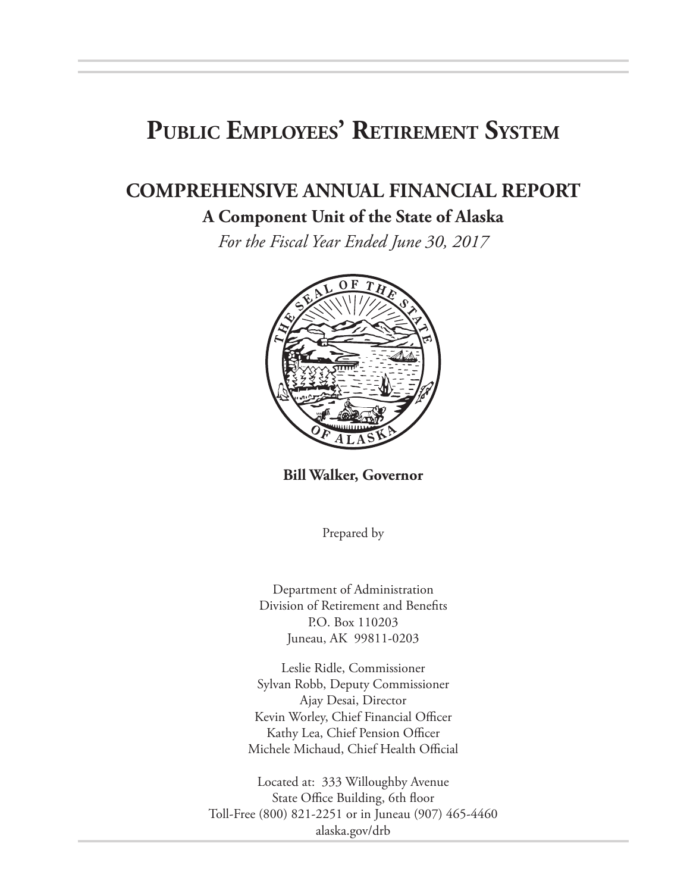# Public Employees' Retirement System

## COMPREHENSIVE ANNUAL FINANCIAL REPORT

### A Component Unit of the State of Alaska

*For the Fiscal Year Ended June 30, 2017*

**Bill Walker, Governor**

Prepared by

Department of Administration
Division of Retirement and Benefits
P.O. Box 110203
Juneau, AK 99811-0203

Leslie Ridle, Commissioner
Sylvan Robb, Deputy Commissioner
Ajay Desai, Director
Kevin Worley, Chief Financial Officer
Kathy Lea, Chief Pension Officer
Michele Michaud, Chief Health Official

Located at: 333 Willoughby Avenue
State Office Building, 6th floor
Toll-Free (800) 821-2251 or in Juneau (907) 465-4460
alaska.gov/drb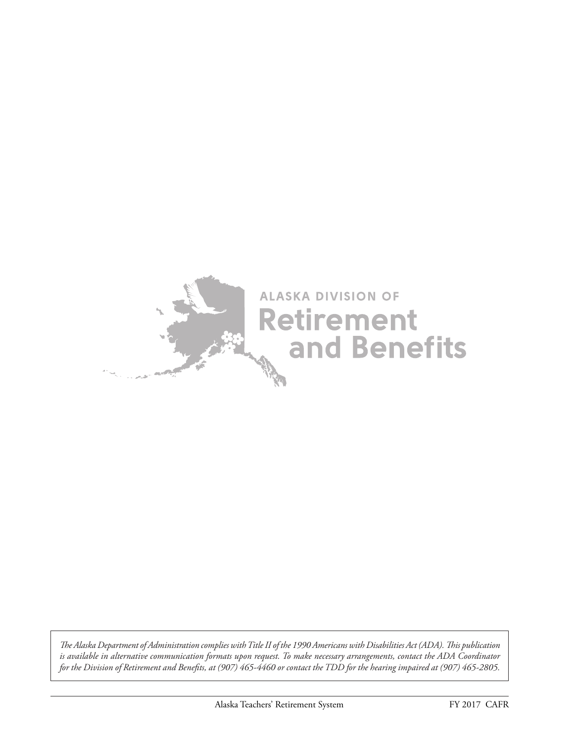ALASKA DIVISION OF
Retirement
and Benefits

*The Alaska Department of Administration complies with Title II of the 1990 Americans with Disabilities Act (ADA). This publication is available in alternative communication formats upon request. To make necessary arrangements, contact the ADA Coordinator for the Division of Retirement and Benefits, at (907) 465-4460 or contact the TDD for the hearing impaired at (907) 465-2805.*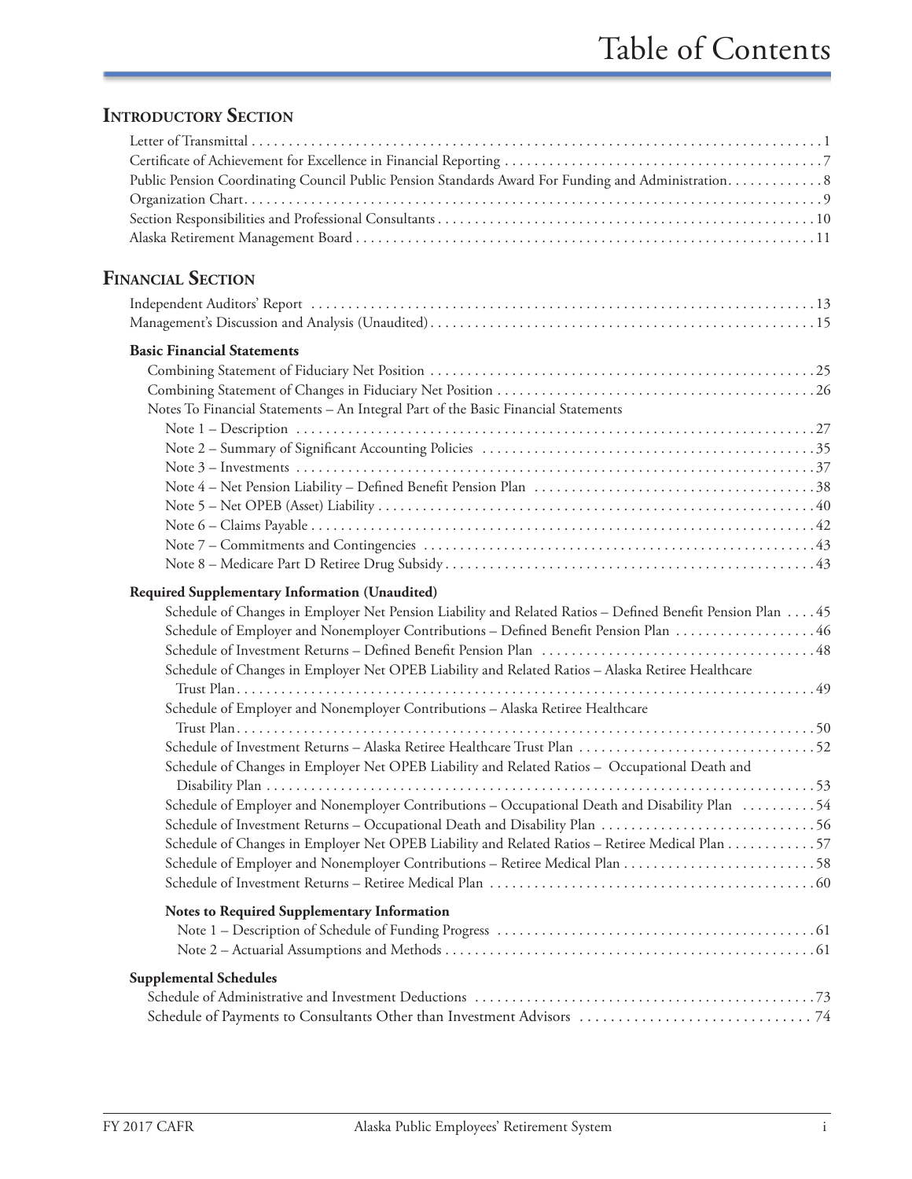# Table of Contents

## Introductory Section

- Letter of Transmittal . . . . . 1
- Certificate of Achievement for Excellence in Financial Reporting . . . . . 7
- Public Pension Coordinating Council Public Pension Standards Award For Funding and Administration . . . . . 8
- Organization Chart . . . . . 9
- Section Responsibilities and Professional Consultants . . . . . 10
- Alaska Retirement Management Board . . . . . 11

## Financial Section

- Independent Auditors' Report . . . . . 13
- Management's Discussion and Analysis (Unaudited) . . . . . 15

### Basic Financial Statements

- Combining Statement of Fiduciary Net Position . . . . . 25
- Combining Statement of Changes in Fiduciary Net Position . . . . . 26
- Notes To Financial Statements – An Integral Part of the Basic Financial Statements
  - Note 1 – Description . . . . . 27
  - Note 2 – Summary of Significant Accounting Policies . . . . . 35
  - Note 3 – Investments . . . . . 37
  - Note 4 – Net Pension Liability – Defined Benefit Pension Plan . . . . . 38
  - Note 5 – Net OPEB (Asset) Liability . . . . . 40
  - Note 6 – Claims Payable . . . . . 42
  - Note 7 – Commitments and Contingencies . . . . . 43
  - Note 8 – Medicare Part D Retiree Drug Subsidy . . . . . 43

### Required Supplementary Information (Unaudited)

- Schedule of Changes in Employer Net Pension Liability and Related Ratios – Defined Benefit Pension Plan . . . . . 45
- Schedule of Employer and Nonemployer Contributions – Defined Benefit Pension Plan . . . . . 46
- Schedule of Investment Returns – Defined Benefit Pension Plan . . . . . 48
- Schedule of Changes in Employer Net OPEB Liability and Related Ratios – Alaska Retiree Healthcare Trust Plan . . . . . 49
- Schedule of Employer and Nonemployer Contributions – Alaska Retiree Healthcare Trust Plan . . . . . 50
- Schedule of Investment Returns – Alaska Retiree Healthcare Trust Plan . . . . . 52
- Schedule of Changes in Employer Net OPEB Liability and Related Ratios – Occupational Death and Disability Plan . . . . . 53
- Schedule of Employer and Nonemployer Contributions – Occupational Death and Disability Plan . . . . . 54
- Schedule of Investment Returns – Occupational Death and Disability Plan . . . . . 56
- Schedule of Changes in Employer Net OPEB Liability and Related Ratios – Retiree Medical Plan . . . . . 57
- Schedule of Employer and Nonemployer Contributions – Retiree Medical Plan . . . . . 58
- Schedule of Investment Returns – Retiree Medical Plan . . . . . 60

#### Notes to Required Supplementary Information

- Note 1 – Description of Schedule of Funding Progress . . . . . 61
- Note 2 – Actuarial Assumptions and Methods . . . . . 61

### Supplemental Schedules

- Schedule of Administrative and Investment Deductions . . . . . 73
- Schedule of Payments to Consultants Other than Investment Advisors . . . . . 74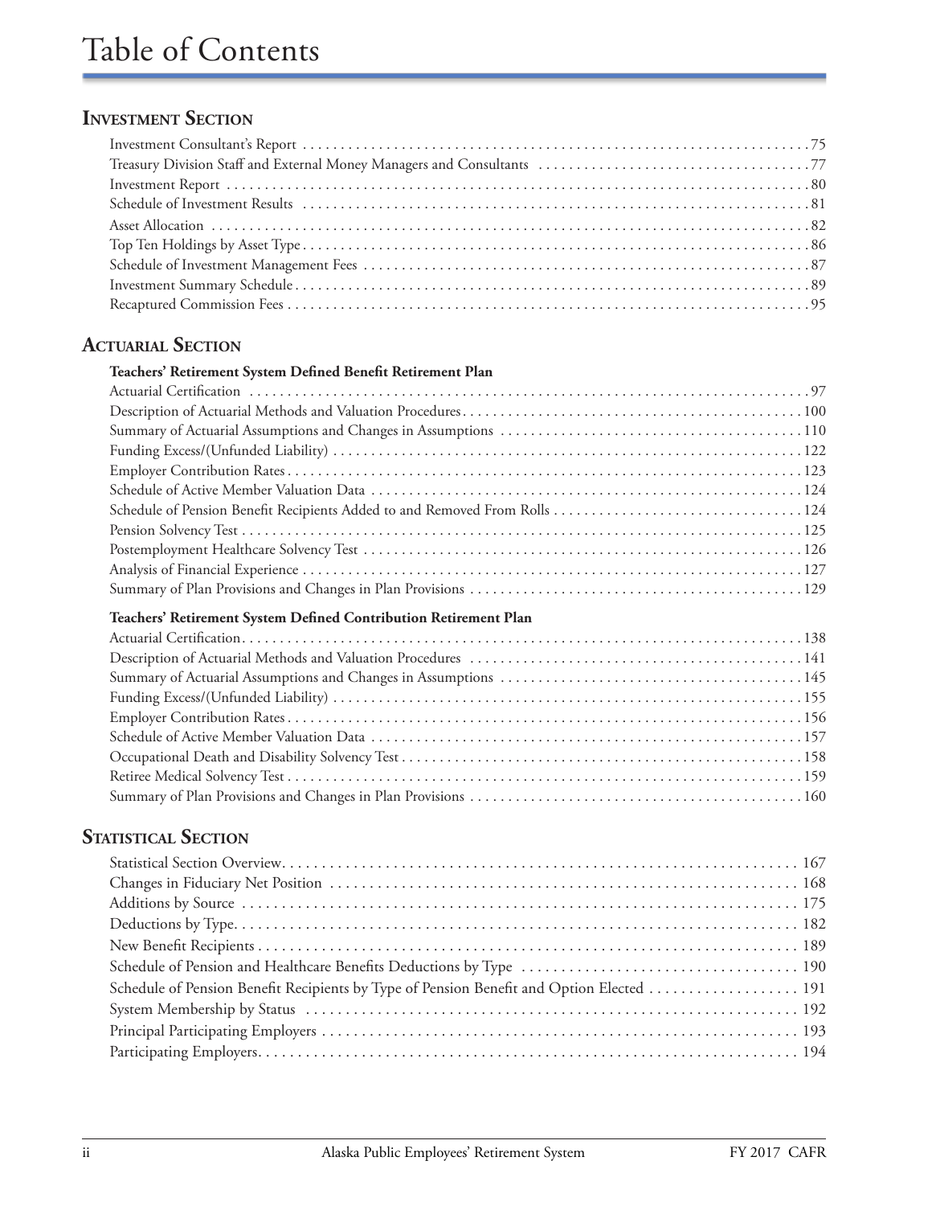# Table of Contents

## Investment Section

Investment Consultant's Report ... 75
Treasury Division Staff and External Money Managers and Consultants ... 77
Investment Report ... 80
Schedule of Investment Results ... 81
Asset Allocation ... 82
Top Ten Holdings by Asset Type ... 86
Schedule of Investment Management Fees ... 87
Investment Summary Schedule ... 89
Recaptured Commission Fees ... 95

## Actuarial Section

### Teachers' Retirement System Defined Benefit Retirement Plan

Actuarial Certification ... 97
Description of Actuarial Methods and Valuation Procedures ... 100
Summary of Actuarial Assumptions and Changes in Assumptions ... 110
Funding Excess/(Unfunded Liability) ... 122
Employer Contribution Rates ... 123
Schedule of Active Member Valuation Data ... 124
Schedule of Pension Benefit Recipients Added to and Removed From Rolls ... 124
Pension Solvency Test ... 125
Postemployment Healthcare Solvency Test ... 126
Analysis of Financial Experience ... 127
Summary of Plan Provisions and Changes in Plan Provisions ... 129

### Teachers' Retirement System Defined Contribution Retirement Plan

Actuarial Certification ... 138
Description of Actuarial Methods and Valuation Procedures ... 141
Summary of Actuarial Assumptions and Changes in Assumptions ... 145
Funding Excess/(Unfunded Liability) ... 155
Employer Contribution Rates ... 156
Schedule of Active Member Valuation Data ... 157
Occupational Death and Disability Solvency Test ... 158
Retiree Medical Solvency Test ... 159
Summary of Plan Provisions and Changes in Plan Provisions ... 160

## Statistical Section

Statistical Section Overview ... 167
Changes in Fiduciary Net Position ... 168
Additions by Source ... 175
Deductions by Type ... 182
New Benefit Recipients ... 189
Schedule of Pension and Healthcare Benefits Deductions by Type ... 190
Schedule of Pension Benefit Recipients by Type of Pension Benefit and Option Elected ... 191
System Membership by Status ... 192
Principal Participating Employers ... 193
Participating Employers ... 194